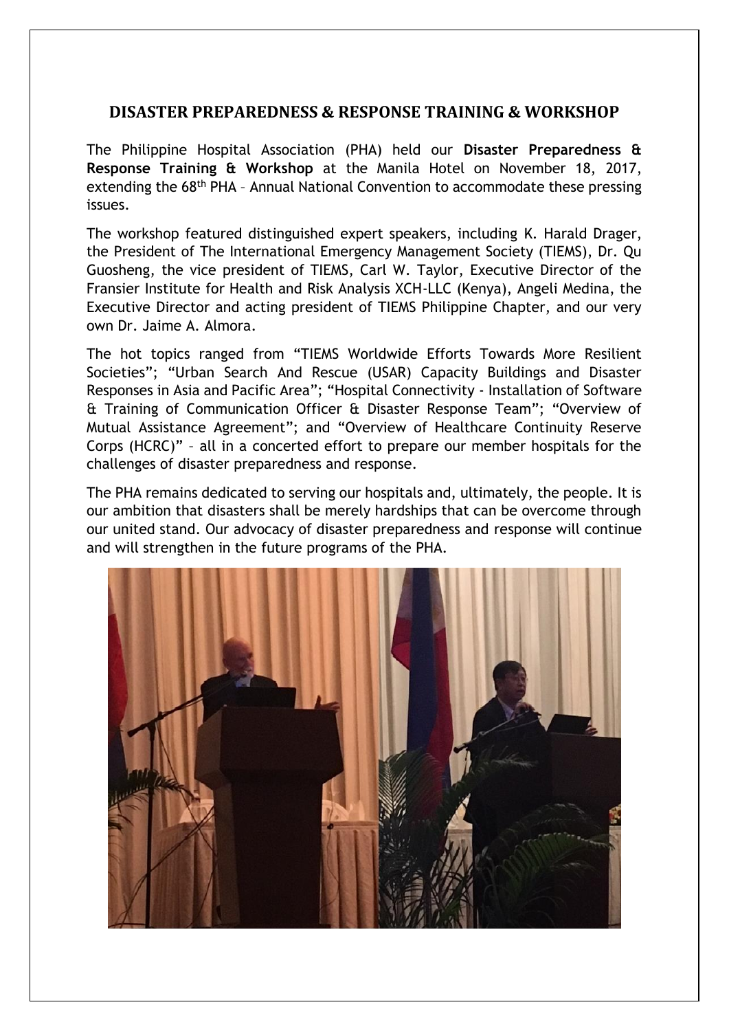## DISASTER PREPAREDNESS & RESPONSE TRAINING & WORKSHOP

The Philippine Hospital Association (PHA) held our **Disaster Preparedness & Response Training & Workshop** at the Manila Hotel on November 18, 2017, extending the 68th PHA – Annual National Convention to accommodate these pressing issues.

The workshop featured distinguished expert speakers, including K. Harald Drager, the President of The International Emergency Management Society (TIEMS), Dr. Qu Guosheng, the vice president of TIEMS, Carl W. Taylor, Executive Director of the Fransier Institute for Health and Risk Analysis XCH-LLC (Kenya), Angeli Medina, the Executive Director and acting president of TIEMS Philippine Chapter, and our very own Dr. Jaime A. Almora.

The hot topics ranged from "TIEMS Worldwide Efforts Towards More Resilient Societies"; "Urban Search And Rescue (USAR) Capacity Buildings and Disaster Responses in Asia and Pacific Area"; "Hospital Connectivity - Installation of Software & Training of Communication Officer & Disaster Response Team"; "Overview of Mutual Assistance Agreement"; and "Overview of Healthcare Continuity Reserve Corps (HCRC)" – all in a concerted effort to prepare our member hospitals for the challenges of disaster preparedness and response.

The PHA remains dedicated to serving our hospitals and, ultimately, the people. It is our ambition that disasters shall be merely hardships that can be overcome through our united stand. Our advocacy of disaster preparedness and response will continue and will strengthen in the future programs of the PHA.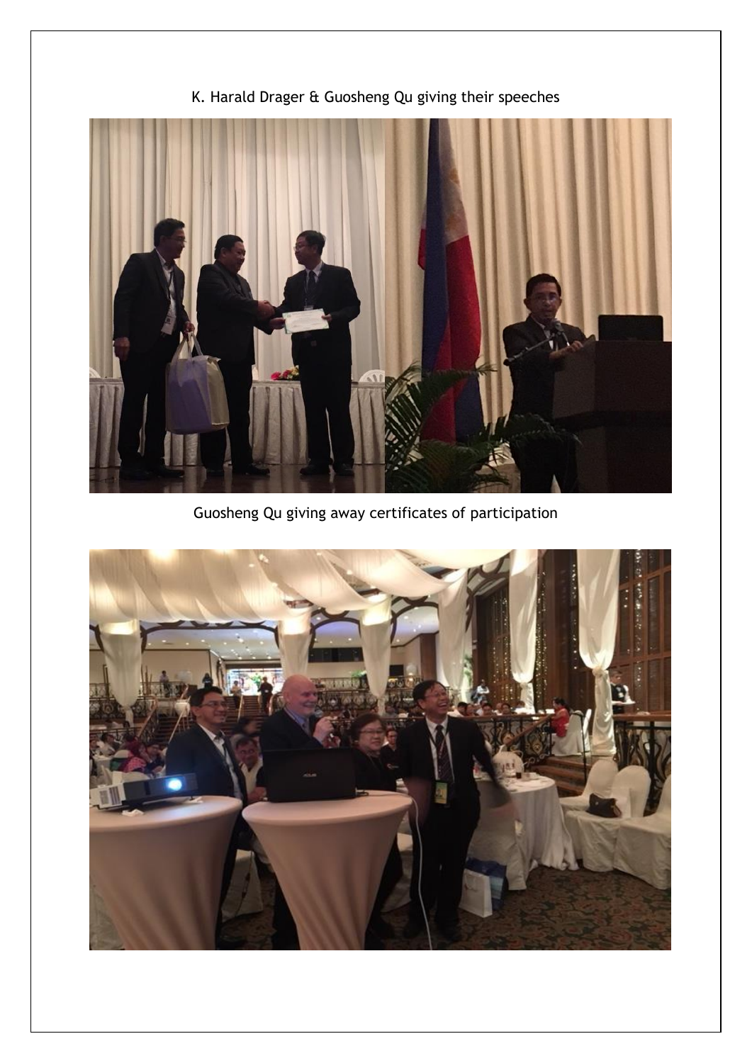K. Harald Drager & Guosheng Qu giving their speeches

Guosheng Qu giving away certificates of participation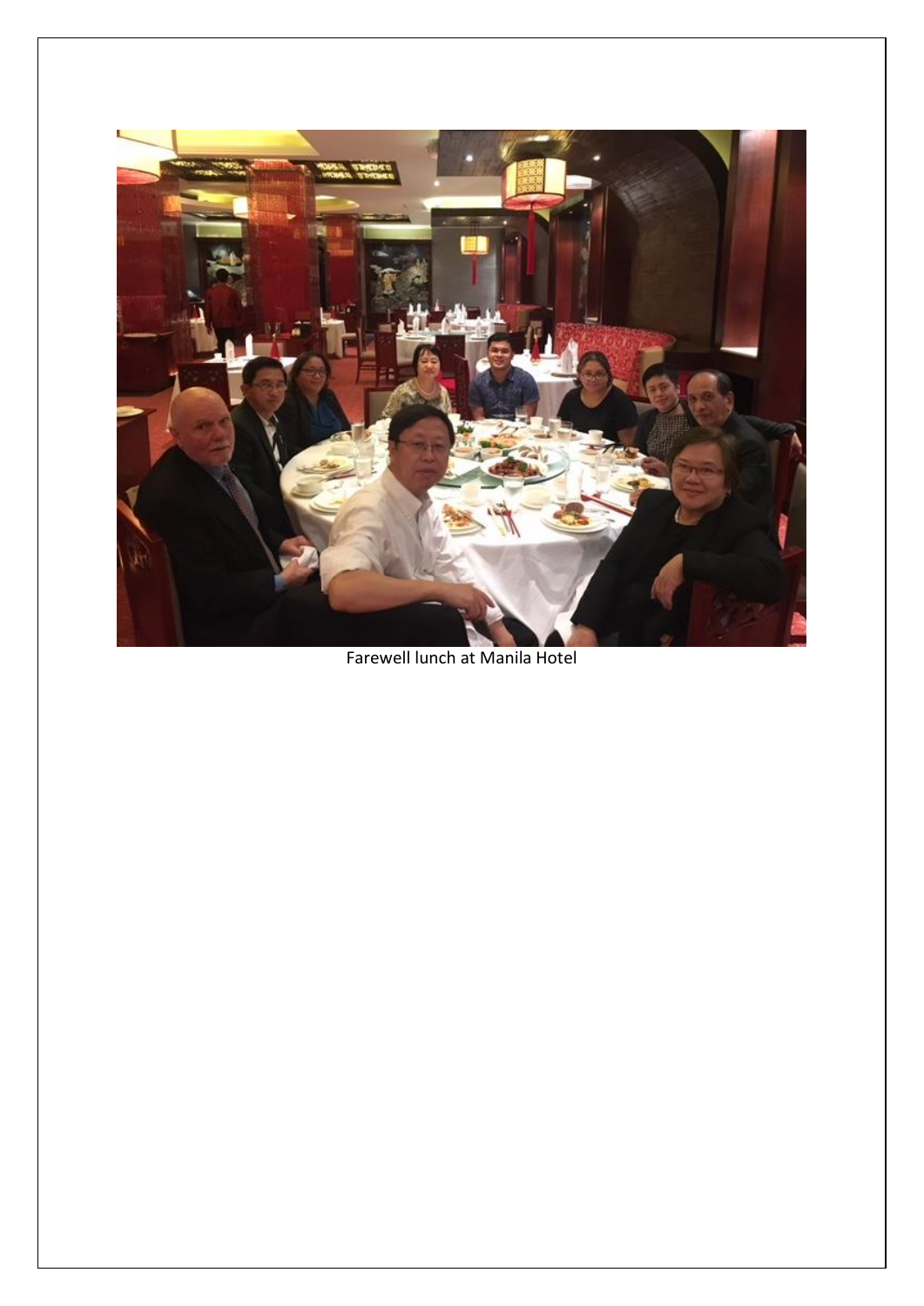Farewell lunch at Manila Hotel